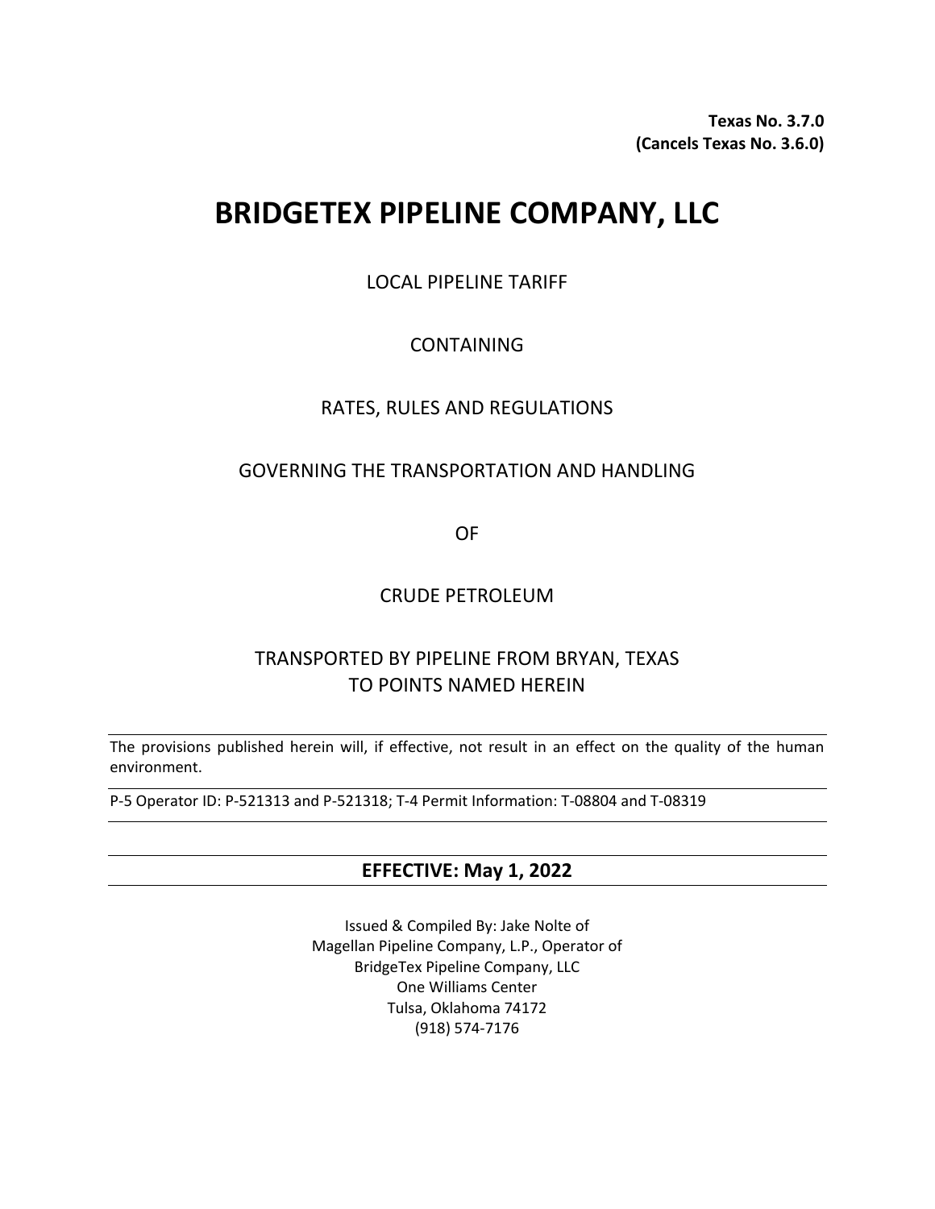**Texas No. 3.7.0**
**(Cancels Texas No. 3.6.0)**

# BRIDGETEX PIPELINE COMPANY, LLC

LOCAL PIPELINE TARIFF

CONTAINING

RATES, RULES AND REGULATIONS

GOVERNING THE TRANSPORTATION AND HANDLING

OF

CRUDE PETROLEUM

TRANSPORTED BY PIPELINE FROM BRYAN, TEXAS
TO POINTS NAMED HEREIN

---

The provisions published herein will, if effective, not result in an effect on the quality of the human environment.

---

P-5 Operator ID: P-521313 and P-521318; T-4 Permit Information: T-08804 and T-08319

---

**EFFECTIVE: May 1, 2022**

---

Issued & Compiled By: Jake Nolte of
Magellan Pipeline Company, L.P., Operator of
BridgeTex Pipeline Company, LLC
One Williams Center
Tulsa, Oklahoma 74172
(918) 574-7176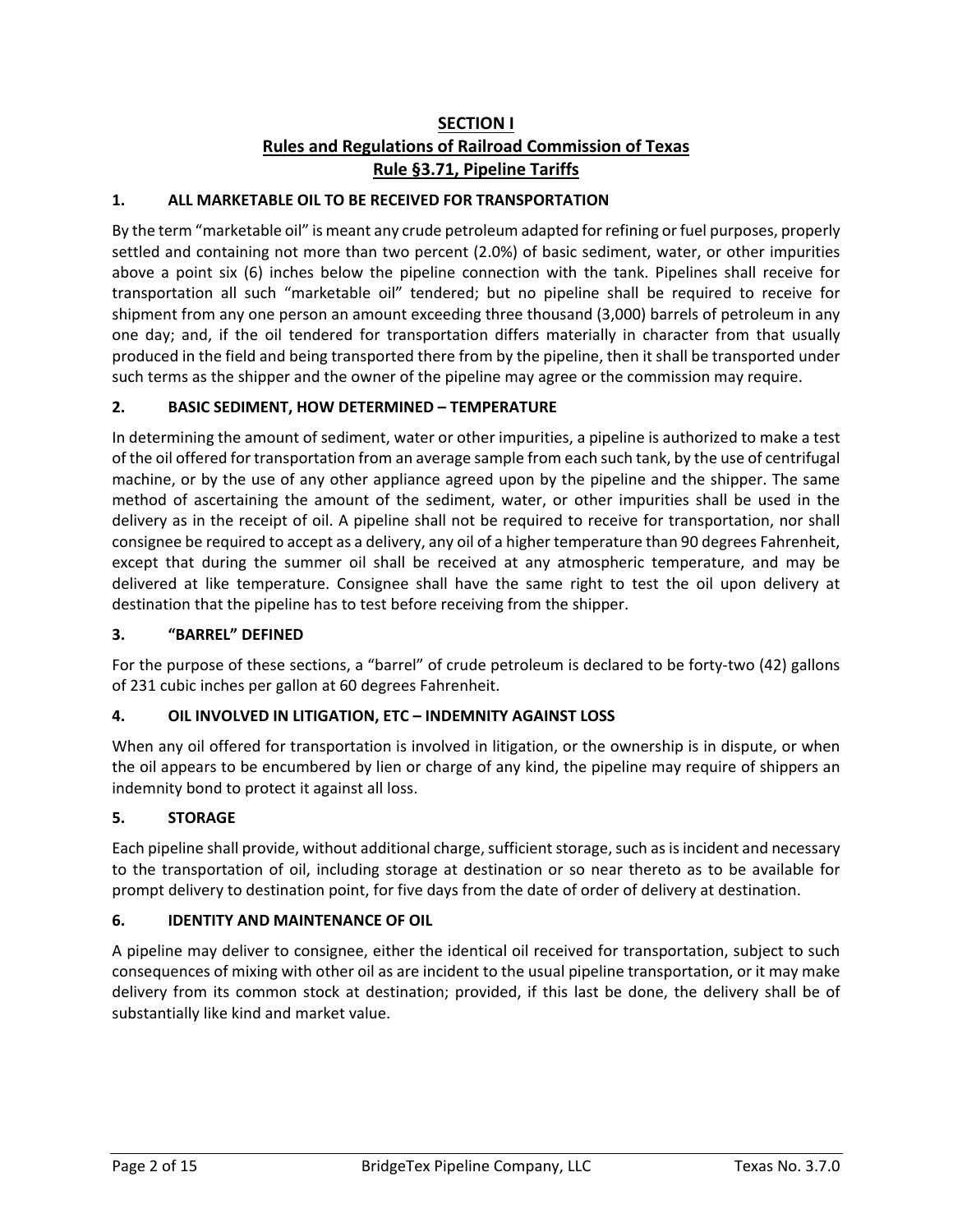# SECTION I

## Rules and Regulations of Railroad Commission of Texas

## Rule §3.71, Pipeline Tariffs

### 1. ALL MARKETABLE OIL TO BE RECEIVED FOR TRANSPORTATION

By the term "marketable oil" is meant any crude petroleum adapted for refining or fuel purposes, properly settled and containing not more than two percent (2.0%) of basic sediment, water, or other impurities above a point six (6) inches below the pipeline connection with the tank. Pipelines shall receive for transportation all such "marketable oil" tendered; but no pipeline shall be required to receive for shipment from any one person an amount exceeding three thousand (3,000) barrels of petroleum in any one day; and, if the oil tendered for transportation differs materially in character from that usually produced in the field and being transported there from by the pipeline, then it shall be transported under such terms as the shipper and the owner of the pipeline may agree or the commission may require.

### 2. BASIC SEDIMENT, HOW DETERMINED – TEMPERATURE

In determining the amount of sediment, water or other impurities, a pipeline is authorized to make a test of the oil offered for transportation from an average sample from each such tank, by the use of centrifugal machine, or by the use of any other appliance agreed upon by the pipeline and the shipper. The same method of ascertaining the amount of the sediment, water, or other impurities shall be used in the delivery as in the receipt of oil. A pipeline shall not be required to receive for transportation, nor shall consignee be required to accept as a delivery, any oil of a higher temperature than 90 degrees Fahrenheit, except that during the summer oil shall be received at any atmospheric temperature, and may be delivered at like temperature. Consignee shall have the same right to test the oil upon delivery at destination that the pipeline has to test before receiving from the shipper.

### 3. "BARREL" DEFINED

For the purpose of these sections, a "barrel" of crude petroleum is declared to be forty-two (42) gallons of 231 cubic inches per gallon at 60 degrees Fahrenheit.

### 4. OIL INVOLVED IN LITIGATION, ETC – INDEMNITY AGAINST LOSS

When any oil offered for transportation is involved in litigation, or the ownership is in dispute, or when the oil appears to be encumbered by lien or charge of any kind, the pipeline may require of shippers an indemnity bond to protect it against all loss.

### 5. STORAGE

Each pipeline shall provide, without additional charge, sufficient storage, such as is incident and necessary to the transportation of oil, including storage at destination or so near thereto as to be available for prompt delivery to destination point, for five days from the date of order of delivery at destination.

### 6. IDENTITY AND MAINTENANCE OF OIL

A pipeline may deliver to consignee, either the identical oil received for transportation, subject to such consequences of mixing with other oil as are incident to the usual pipeline transportation, or it may make delivery from its common stock at destination; provided, if this last be done, the delivery shall be of substantially like kind and market value.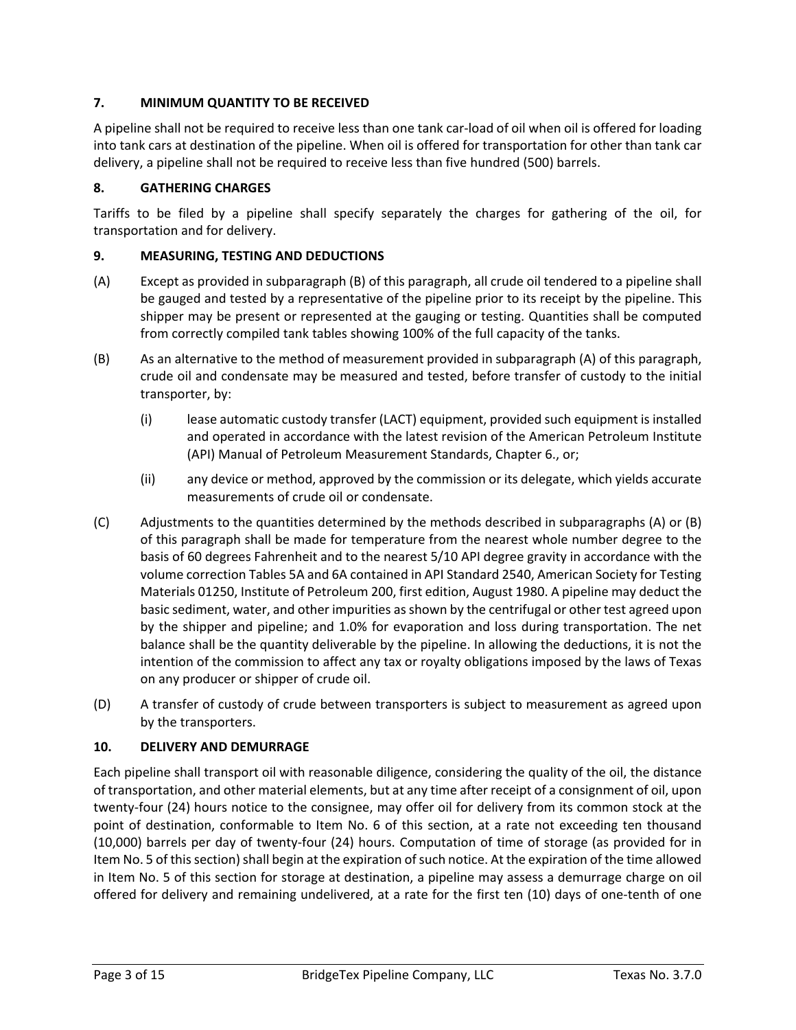### 7. MINIMUM QUANTITY TO BE RECEIVED

A pipeline shall not be required to receive less than one tank car-load of oil when oil is offered for loading into tank cars at destination of the pipeline. When oil is offered for transportation for other than tank car delivery, a pipeline shall not be required to receive less than five hundred (500) barrels.

### 8. GATHERING CHARGES

Tariffs to be filed by a pipeline shall specify separately the charges for gathering of the oil, for transportation and for delivery.

### 9. MEASURING, TESTING AND DEDUCTIONS

(A) Except as provided in subparagraph (B) of this paragraph, all crude oil tendered to a pipeline shall be gauged and tested by a representative of the pipeline prior to its receipt by the pipeline. This shipper may be present or represented at the gauging or testing. Quantities shall be computed from correctly compiled tank tables showing 100% of the full capacity of the tanks.

(B) As an alternative to the method of measurement provided in subparagraph (A) of this paragraph, crude oil and condensate may be measured and tested, before transfer of custody to the initial transporter, by:

- (i) lease automatic custody transfer (LACT) equipment, provided such equipment is installed and operated in accordance with the latest revision of the American Petroleum Institute (API) Manual of Petroleum Measurement Standards, Chapter 6., or;
- (ii) any device or method, approved by the commission or its delegate, which yields accurate measurements of crude oil or condensate.

(C) Adjustments to the quantities determined by the methods described in subparagraphs (A) or (B) of this paragraph shall be made for temperature from the nearest whole number degree to the basis of 60 degrees Fahrenheit and to the nearest 5/10 API degree gravity in accordance with the volume correction Tables 5A and 6A contained in API Standard 2540, American Society for Testing Materials 01250, Institute of Petroleum 200, first edition, August 1980. A pipeline may deduct the basic sediment, water, and other impurities as shown by the centrifugal or other test agreed upon by the shipper and pipeline; and 1.0% for evaporation and loss during transportation. The net balance shall be the quantity deliverable by the pipeline. In allowing the deductions, it is not the intention of the commission to affect any tax or royalty obligations imposed by the laws of Texas on any producer or shipper of crude oil.

(D) A transfer of custody of crude between transporters is subject to measurement as agreed upon by the transporters.

### 10. DELIVERY AND DEMURRAGE

Each pipeline shall transport oil with reasonable diligence, considering the quality of the oil, the distance of transportation, and other material elements, but at any time after receipt of a consignment of oil, upon twenty-four (24) hours notice to the consignee, may offer oil for delivery from its common stock at the point of destination, conformable to Item No. 6 of this section, at a rate not exceeding ten thousand (10,000) barrels per day of twenty-four (24) hours. Computation of time of storage (as provided for in Item No. 5 of this section) shall begin at the expiration of such notice. At the expiration of the time allowed in Item No. 5 of this section for storage at destination, a pipeline may assess a demurrage charge on oil offered for delivery and remaining undelivered, at a rate for the first ten (10) days of one-tenth of one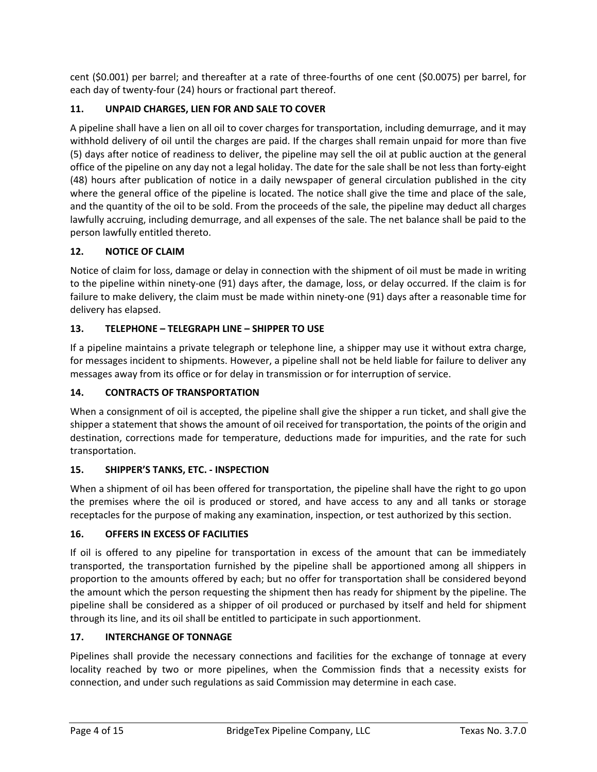cent ($0.001) per barrel; and thereafter at a rate of three-fourths of one cent ($0.0075) per barrel, for each day of twenty-four (24) hours or fractional part thereof.

## 11. UNPAID CHARGES, LIEN FOR AND SALE TO COVER

A pipeline shall have a lien on all oil to cover charges for transportation, including demurrage, and it may withhold delivery of oil until the charges are paid. If the charges shall remain unpaid for more than five (5) days after notice of readiness to deliver, the pipeline may sell the oil at public auction at the general office of the pipeline on any day not a legal holiday. The date for the sale shall be not less than forty-eight (48) hours after publication of notice in a daily newspaper of general circulation published in the city where the general office of the pipeline is located. The notice shall give the time and place of the sale, and the quantity of the oil to be sold. From the proceeds of the sale, the pipeline may deduct all charges lawfully accruing, including demurrage, and all expenses of the sale. The net balance shall be paid to the person lawfully entitled thereto.

## 12. NOTICE OF CLAIM

Notice of claim for loss, damage or delay in connection with the shipment of oil must be made in writing to the pipeline within ninety-one (91) days after, the damage, loss, or delay occurred. If the claim is for failure to make delivery, the claim must be made within ninety-one (91) days after a reasonable time for delivery has elapsed.

## 13. TELEPHONE – TELEGRAPH LINE – SHIPPER TO USE

If a pipeline maintains a private telegraph or telephone line, a shipper may use it without extra charge, for messages incident to shipments. However, a pipeline shall not be held liable for failure to deliver any messages away from its office or for delay in transmission or for interruption of service.

## 14. CONTRACTS OF TRANSPORTATION

When a consignment of oil is accepted, the pipeline shall give the shipper a run ticket, and shall give the shipper a statement that shows the amount of oil received for transportation, the points of the origin and destination, corrections made for temperature, deductions made for impurities, and the rate for such transportation.

## 15. SHIPPER'S TANKS, ETC. - INSPECTION

When a shipment of oil has been offered for transportation, the pipeline shall have the right to go upon the premises where the oil is produced or stored, and have access to any and all tanks or storage receptacles for the purpose of making any examination, inspection, or test authorized by this section.

## 16. OFFERS IN EXCESS OF FACILITIES

If oil is offered to any pipeline for transportation in excess of the amount that can be immediately transported, the transportation furnished by the pipeline shall be apportioned among all shippers in proportion to the amounts offered by each; but no offer for transportation shall be considered beyond the amount which the person requesting the shipment then has ready for shipment by the pipeline. The pipeline shall be considered as a shipper of oil produced or purchased by itself and held for shipment through its line, and its oil shall be entitled to participate in such apportionment.

## 17. INTERCHANGE OF TONNAGE

Pipelines shall provide the necessary connections and facilities for the exchange of tonnage at every locality reached by two or more pipelines, when the Commission finds that a necessity exists for connection, and under such regulations as said Commission may determine in each case.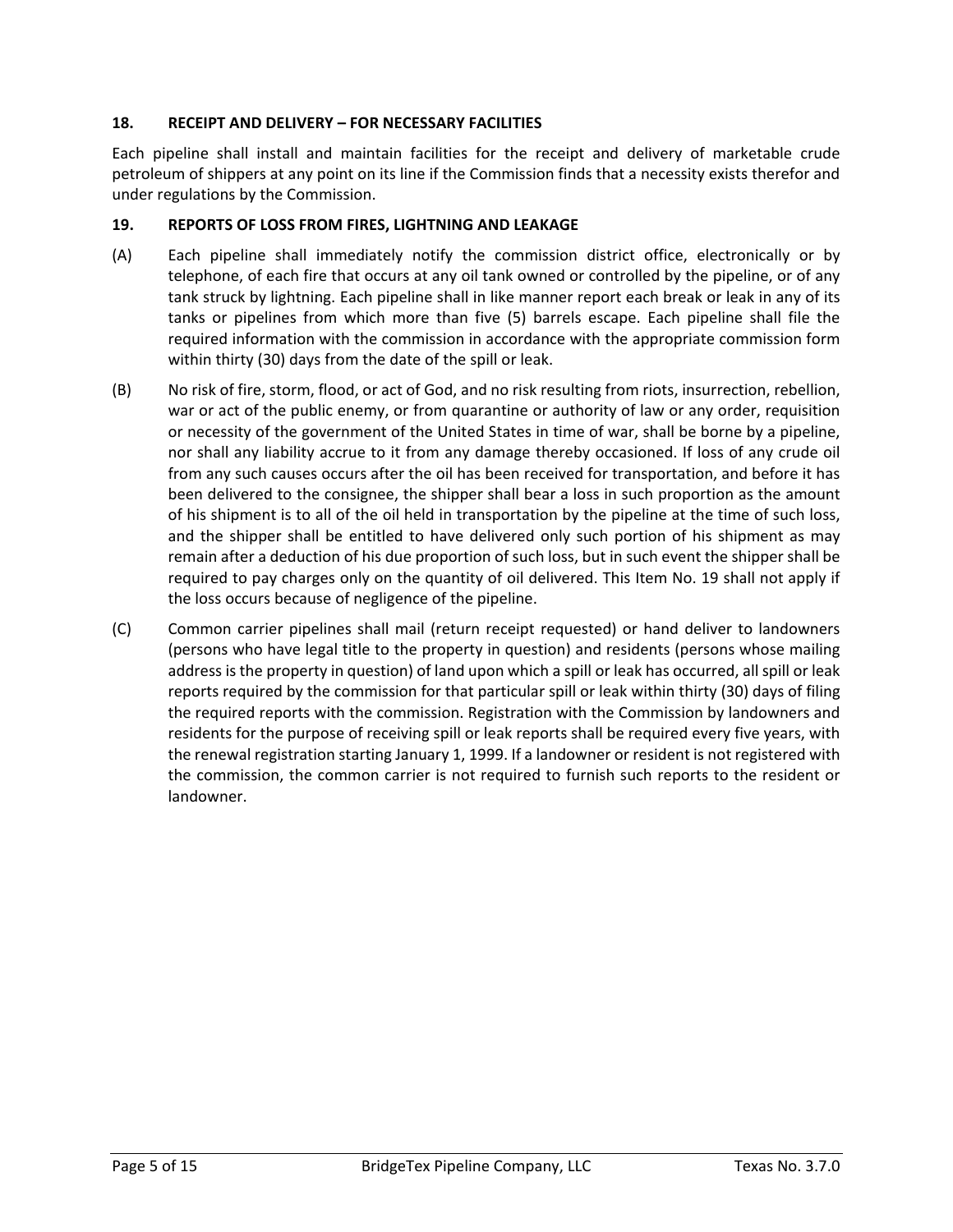### 18. RECEIPT AND DELIVERY – FOR NECESSARY FACILITIES

Each pipeline shall install and maintain facilities for the receipt and delivery of marketable crude petroleum of shippers at any point on its line if the Commission finds that a necessity exists therefor and under regulations by the Commission.

### 19. REPORTS OF LOSS FROM FIRES, LIGHTNING AND LEAKAGE

(A) Each pipeline shall immediately notify the commission district office, electronically or by telephone, of each fire that occurs at any oil tank owned or controlled by the pipeline, or of any tank struck by lightning. Each pipeline shall in like manner report each break or leak in any of its tanks or pipelines from which more than five (5) barrels escape. Each pipeline shall file the required information with the commission in accordance with the appropriate commission form within thirty (30) days from the date of the spill or leak.

(B) No risk of fire, storm, flood, or act of God, and no risk resulting from riots, insurrection, rebellion, war or act of the public enemy, or from quarantine or authority of law or any order, requisition or necessity of the government of the United States in time of war, shall be borne by a pipeline, nor shall any liability accrue to it from any damage thereby occasioned. If loss of any crude oil from any such causes occurs after the oil has been received for transportation, and before it has been delivered to the consignee, the shipper shall bear a loss in such proportion as the amount of his shipment is to all of the oil held in transportation by the pipeline at the time of such loss, and the shipper shall be entitled to have delivered only such portion of his shipment as may remain after a deduction of his due proportion of such loss, but in such event the shipper shall be required to pay charges only on the quantity of oil delivered. This Item No. 19 shall not apply if the loss occurs because of negligence of the pipeline.

(C) Common carrier pipelines shall mail (return receipt requested) or hand deliver to landowners (persons who have legal title to the property in question) and residents (persons whose mailing address is the property in question) of land upon which a spill or leak has occurred, all spill or leak reports required by the commission for that particular spill or leak within thirty (30) days of filing the required reports with the commission. Registration with the Commission by landowners and residents for the purpose of receiving spill or leak reports shall be required every five years, with the renewal registration starting January 1, 1999. If a landowner or resident is not registered with the commission, the common carrier is not required to furnish such reports to the resident or landowner.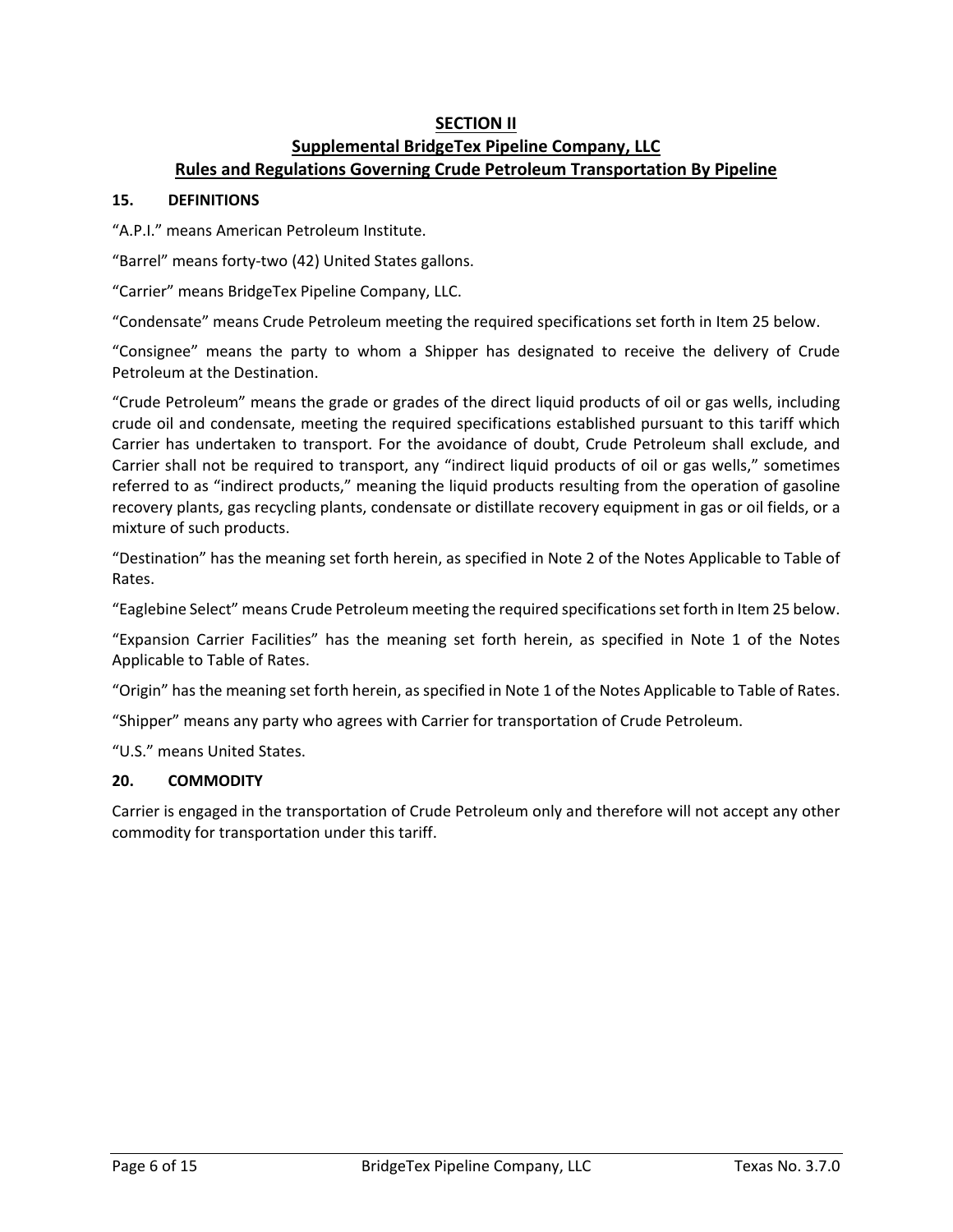# SECTION II

## Supplemental BridgeTex Pipeline Company, LLC

## Rules and Regulations Governing Crude Petroleum Transportation By Pipeline

### 15. DEFINITIONS

"A.P.I." means American Petroleum Institute.

"Barrel" means forty-two (42) United States gallons.

"Carrier" means BridgeTex Pipeline Company, LLC.

"Condensate" means Crude Petroleum meeting the required specifications set forth in Item 25 below.

"Consignee" means the party to whom a Shipper has designated to receive the delivery of Crude Petroleum at the Destination.

"Crude Petroleum" means the grade or grades of the direct liquid products of oil or gas wells, including crude oil and condensate, meeting the required specifications established pursuant to this tariff which Carrier has undertaken to transport. For the avoidance of doubt, Crude Petroleum shall exclude, and Carrier shall not be required to transport, any "indirect liquid products of oil or gas wells," sometimes referred to as "indirect products," meaning the liquid products resulting from the operation of gasoline recovery plants, gas recycling plants, condensate or distillate recovery equipment in gas or oil fields, or a mixture of such products.

"Destination" has the meaning set forth herein, as specified in Note 2 of the Notes Applicable to Table of Rates.

"Eaglebine Select" means Crude Petroleum meeting the required specifications set forth in Item 25 below.

"Expansion Carrier Facilities" has the meaning set forth herein, as specified in Note 1 of the Notes Applicable to Table of Rates.

"Origin" has the meaning set forth herein, as specified in Note 1 of the Notes Applicable to Table of Rates.

"Shipper" means any party who agrees with Carrier for transportation of Crude Petroleum.

"U.S." means United States.

### 20. COMMODITY

Carrier is engaged in the transportation of Crude Petroleum only and therefore will not accept any other commodity for transportation under this tariff.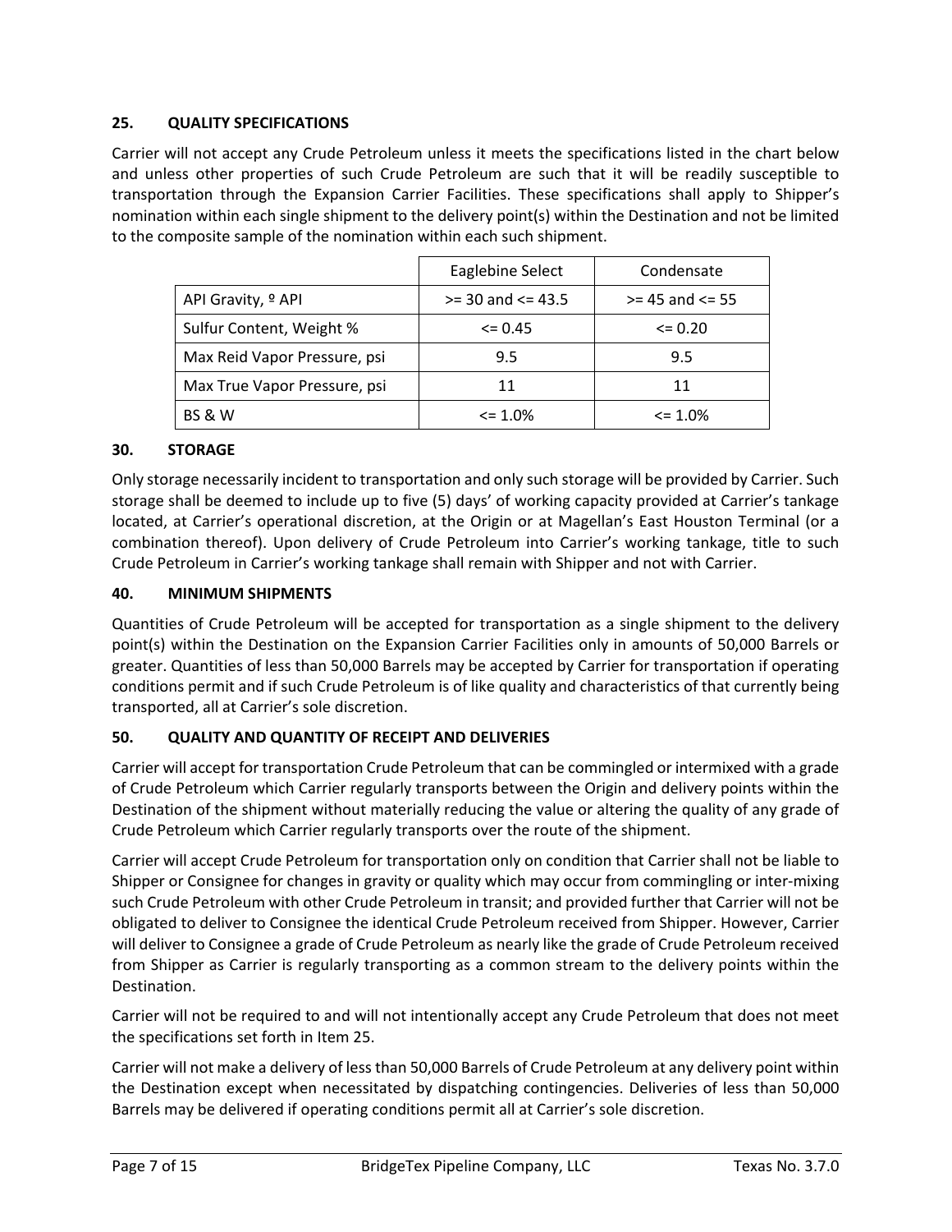### 25. QUALITY SPECIFICATIONS

Carrier will not accept any Crude Petroleum unless it meets the specifications listed in the chart below and unless other properties of such Crude Petroleum are such that it will be readily susceptible to transportation through the Expansion Carrier Facilities. These specifications shall apply to Shipper's nomination within each single shipment to the delivery point(s) within the Destination and not be limited to the composite sample of the nomination within each such shipment.

| | Eaglebine Select | Condensate |
|---|---|---|
| API Gravity, º API | >= 30 and <= 43.5 | >= 45 and <= 55 |
| Sulfur Content, Weight % | <= 0.45 | <= 0.20 |
| Max Reid Vapor Pressure, psi | 9.5 | 9.5 |
| Max True Vapor Pressure, psi | 11 | 11 |
| BS & W | <= 1.0% | <= 1.0% |

### 30. STORAGE

Only storage necessarily incident to transportation and only such storage will be provided by Carrier. Such storage shall be deemed to include up to five (5) days' of working capacity provided at Carrier's tankage located, at Carrier's operational discretion, at the Origin or at Magellan's East Houston Terminal (or a combination thereof). Upon delivery of Crude Petroleum into Carrier's working tankage, title to such Crude Petroleum in Carrier's working tankage shall remain with Shipper and not with Carrier.

### 40. MINIMUM SHIPMENTS

Quantities of Crude Petroleum will be accepted for transportation as a single shipment to the delivery point(s) within the Destination on the Expansion Carrier Facilities only in amounts of 50,000 Barrels or greater. Quantities of less than 50,000 Barrels may be accepted by Carrier for transportation if operating conditions permit and if such Crude Petroleum is of like quality and characteristics of that currently being transported, all at Carrier's sole discretion.

### 50. QUALITY AND QUANTITY OF RECEIPT AND DELIVERIES

Carrier will accept for transportation Crude Petroleum that can be commingled or intermixed with a grade of Crude Petroleum which Carrier regularly transports between the Origin and delivery points within the Destination of the shipment without materially reducing the value or altering the quality of any grade of Crude Petroleum which Carrier regularly transports over the route of the shipment.

Carrier will accept Crude Petroleum for transportation only on condition that Carrier shall not be liable to Shipper or Consignee for changes in gravity or quality which may occur from commingling or inter-mixing such Crude Petroleum with other Crude Petroleum in transit; and provided further that Carrier will not be obligated to deliver to Consignee the identical Crude Petroleum received from Shipper. However, Carrier will deliver to Consignee a grade of Crude Petroleum as nearly like the grade of Crude Petroleum received from Shipper as Carrier is regularly transporting as a common stream to the delivery points within the Destination.

Carrier will not be required to and will not intentionally accept any Crude Petroleum that does not meet the specifications set forth in Item 25.

Carrier will not make a delivery of less than 50,000 Barrels of Crude Petroleum at any delivery point within the Destination except when necessitated by dispatching contingencies. Deliveries of less than 50,000 Barrels may be delivered if operating conditions permit all at Carrier's sole discretion.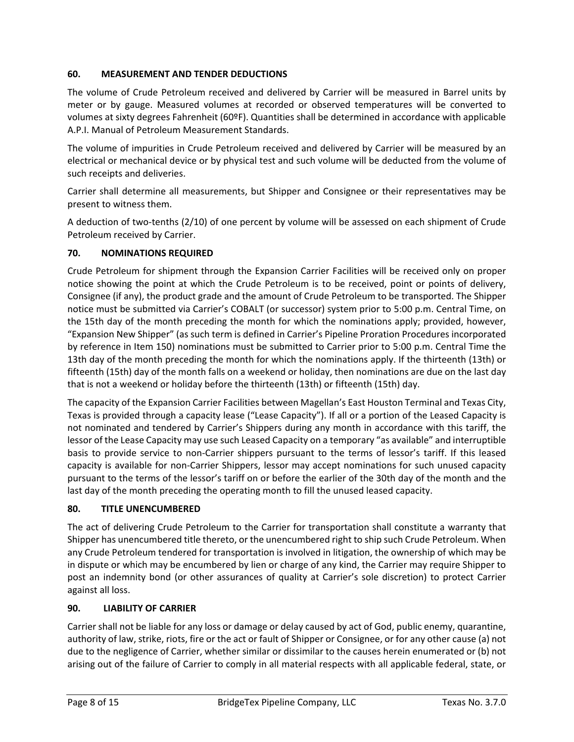**60. MEASUREMENT AND TENDER DEDUCTIONS**

The volume of Crude Petroleum received and delivered by Carrier will be measured in Barrel units by meter or by gauge. Measured volumes at recorded or observed temperatures will be converted to volumes at sixty degrees Fahrenheit (60ºF). Quantities shall be determined in accordance with applicable A.P.I. Manual of Petroleum Measurement Standards.

The volume of impurities in Crude Petroleum received and delivered by Carrier will be measured by an electrical or mechanical device or by physical test and such volume will be deducted from the volume of such receipts and deliveries.

Carrier shall determine all measurements, but Shipper and Consignee or their representatives may be present to witness them.

A deduction of two-tenths (2/10) of one percent by volume will be assessed on each shipment of Crude Petroleum received by Carrier.

**70. NOMINATIONS REQUIRED**

Crude Petroleum for shipment through the Expansion Carrier Facilities will be received only on proper notice showing the point at which the Crude Petroleum is to be received, point or points of delivery, Consignee (if any), the product grade and the amount of Crude Petroleum to be transported. The Shipper notice must be submitted via Carrier's COBALT (or successor) system prior to 5:00 p.m. Central Time, on the 15th day of the month preceding the month for which the nominations apply; provided, however, "Expansion New Shipper" (as such term is defined in Carrier's Pipeline Proration Procedures incorporated by reference in Item 150) nominations must be submitted to Carrier prior to 5:00 p.m. Central Time the 13th day of the month preceding the month for which the nominations apply. If the thirteenth (13th) or fifteenth (15th) day of the month falls on a weekend or holiday, then nominations are due on the last day that is not a weekend or holiday before the thirteenth (13th) or fifteenth (15th) day.

The capacity of the Expansion Carrier Facilities between Magellan's East Houston Terminal and Texas City, Texas is provided through a capacity lease ("Lease Capacity"). If all or a portion of the Leased Capacity is not nominated and tendered by Carrier's Shippers during any month in accordance with this tariff, the lessor of the Lease Capacity may use such Leased Capacity on a temporary "as available" and interruptible basis to provide service to non-Carrier shippers pursuant to the terms of lessor's tariff. If this leased capacity is available for non-Carrier Shippers, lessor may accept nominations for such unused capacity pursuant to the terms of the lessor's tariff on or before the earlier of the 30th day of the month and the last day of the month preceding the operating month to fill the unused leased capacity.

**80. TITLE UNENCUMBERED**

The act of delivering Crude Petroleum to the Carrier for transportation shall constitute a warranty that Shipper has unencumbered title thereto, or the unencumbered right to ship such Crude Petroleum. When any Crude Petroleum tendered for transportation is involved in litigation, the ownership of which may be in dispute or which may be encumbered by lien or charge of any kind, the Carrier may require Shipper to post an indemnity bond (or other assurances of quality at Carrier's sole discretion) to protect Carrier against all loss.

**90. LIABILITY OF CARRIER**

Carrier shall not be liable for any loss or damage or delay caused by act of God, public enemy, quarantine, authority of law, strike, riots, fire or the act or fault of Shipper or Consignee, or for any other cause (a) not due to the negligence of Carrier, whether similar or dissimilar to the causes herein enumerated or (b) not arising out of the failure of Carrier to comply in all material respects with all applicable federal, state, or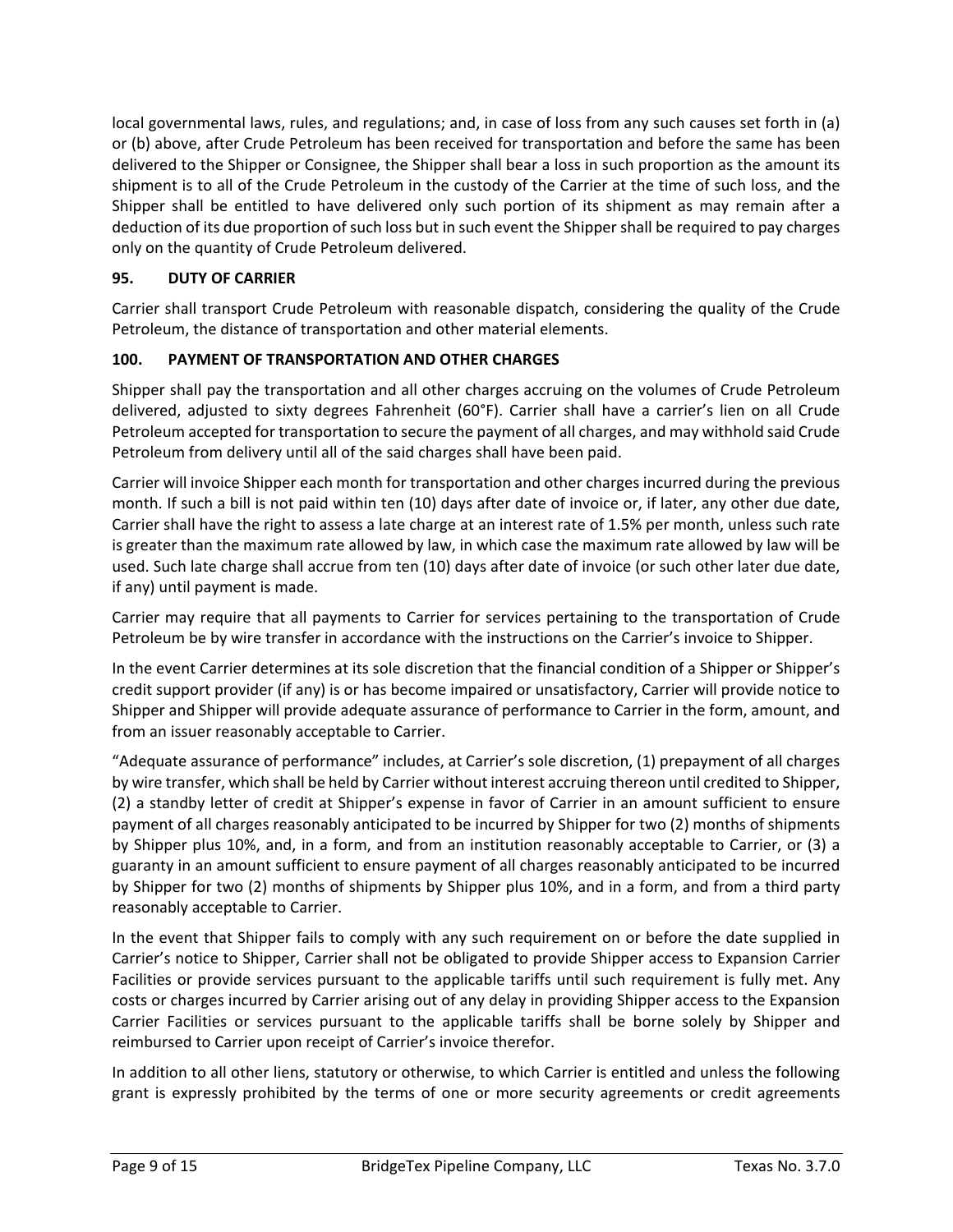local governmental laws, rules, and regulations; and, in case of loss from any such causes set forth in (a) or (b) above, after Crude Petroleum has been received for transportation and before the same has been delivered to the Shipper or Consignee, the Shipper shall bear a loss in such proportion as the amount its shipment is to all of the Crude Petroleum in the custody of the Carrier at the time of such loss, and the Shipper shall be entitled to have delivered only such portion of its shipment as may remain after a deduction of its due proportion of such loss but in such event the Shipper shall be required to pay charges only on the quantity of Crude Petroleum delivered.

### 95. DUTY OF CARRIER

Carrier shall transport Crude Petroleum with reasonable dispatch, considering the quality of the Crude Petroleum, the distance of transportation and other material elements.

### 100. PAYMENT OF TRANSPORTATION AND OTHER CHARGES

Shipper shall pay the transportation and all other charges accruing on the volumes of Crude Petroleum delivered, adjusted to sixty degrees Fahrenheit (60°F). Carrier shall have a carrier's lien on all Crude Petroleum accepted for transportation to secure the payment of all charges, and may withhold said Crude Petroleum from delivery until all of the said charges shall have been paid.

Carrier will invoice Shipper each month for transportation and other charges incurred during the previous month. If such a bill is not paid within ten (10) days after date of invoice or, if later, any other due date, Carrier shall have the right to assess a late charge at an interest rate of 1.5% per month, unless such rate is greater than the maximum rate allowed by law, in which case the maximum rate allowed by law will be used. Such late charge shall accrue from ten (10) days after date of invoice (or such other later due date, if any) until payment is made.

Carrier may require that all payments to Carrier for services pertaining to the transportation of Crude Petroleum be by wire transfer in accordance with the instructions on the Carrier's invoice to Shipper.

In the event Carrier determines at its sole discretion that the financial condition of a Shipper or Shipper's credit support provider (if any) is or has become impaired or unsatisfactory, Carrier will provide notice to Shipper and Shipper will provide adequate assurance of performance to Carrier in the form, amount, and from an issuer reasonably acceptable to Carrier.

"Adequate assurance of performance" includes, at Carrier's sole discretion, (1) prepayment of all charges by wire transfer, which shall be held by Carrier without interest accruing thereon until credited to Shipper, (2) a standby letter of credit at Shipper's expense in favor of Carrier in an amount sufficient to ensure payment of all charges reasonably anticipated to be incurred by Shipper for two (2) months of shipments by Shipper plus 10%, and, in a form, and from an institution reasonably acceptable to Carrier, or (3) a guaranty in an amount sufficient to ensure payment of all charges reasonably anticipated to be incurred by Shipper for two (2) months of shipments by Shipper plus 10%, and in a form, and from a third party reasonably acceptable to Carrier.

In the event that Shipper fails to comply with any such requirement on or before the date supplied in Carrier's notice to Shipper, Carrier shall not be obligated to provide Shipper access to Expansion Carrier Facilities or provide services pursuant to the applicable tariffs until such requirement is fully met. Any costs or charges incurred by Carrier arising out of any delay in providing Shipper access to the Expansion Carrier Facilities or services pursuant to the applicable tariffs shall be borne solely by Shipper and reimbursed to Carrier upon receipt of Carrier's invoice therefor.

In addition to all other liens, statutory or otherwise, to which Carrier is entitled and unless the following grant is expressly prohibited by the terms of one or more security agreements or credit agreements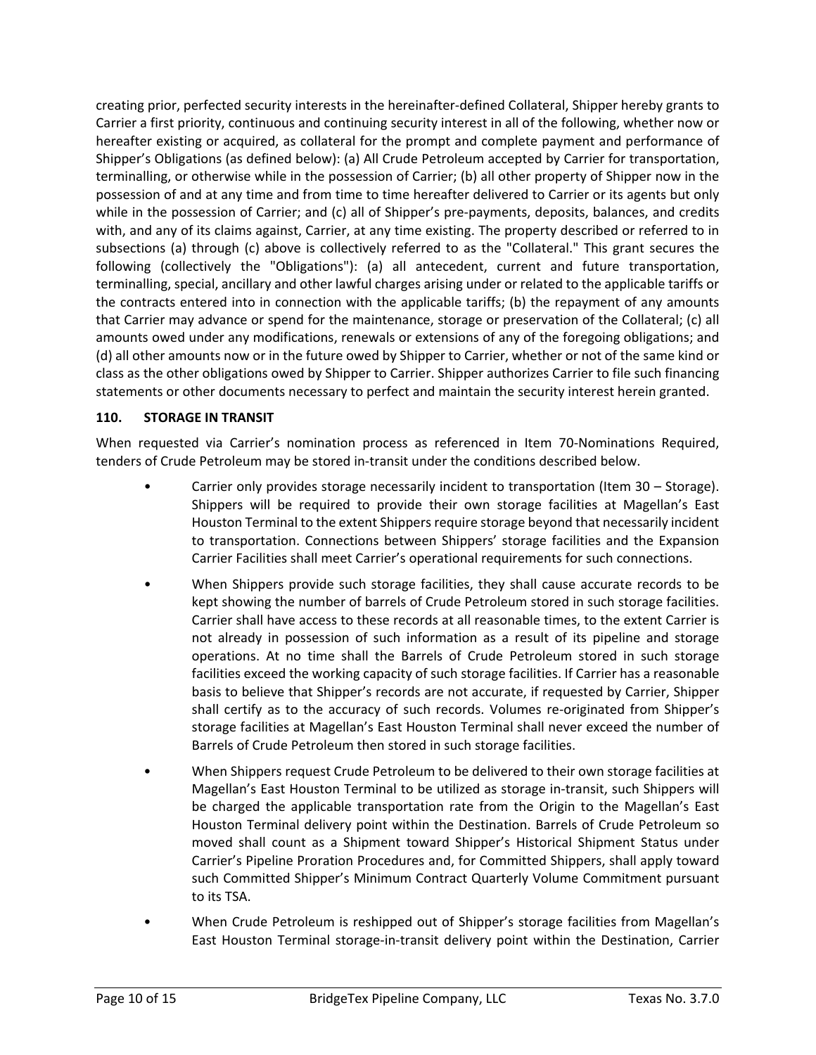creating prior, perfected security interests in the hereinafter-defined Collateral, Shipper hereby grants to Carrier a first priority, continuous and continuing security interest in all of the following, whether now or hereafter existing or acquired, as collateral for the prompt and complete payment and performance of Shipper's Obligations (as defined below): (a) All Crude Petroleum accepted by Carrier for transportation, terminalling, or otherwise while in the possession of Carrier; (b) all other property of Shipper now in the possession of and at any time and from time to time hereafter delivered to Carrier or its agents but only while in the possession of Carrier; and (c) all of Shipper's pre-payments, deposits, balances, and credits with, and any of its claims against, Carrier, at any time existing. The property described or referred to in subsections (a) through (c) above is collectively referred to as the "Collateral." This grant secures the following (collectively the "Obligations"): (a) all antecedent, current and future transportation, terminalling, special, ancillary and other lawful charges arising under or related to the applicable tariffs or the contracts entered into in connection with the applicable tariffs; (b) the repayment of any amounts that Carrier may advance or spend for the maintenance, storage or preservation of the Collateral; (c) all amounts owed under any modifications, renewals or extensions of any of the foregoing obligations; and (d) all other amounts now or in the future owed by Shipper to Carrier, whether or not of the same kind or class as the other obligations owed by Shipper to Carrier. Shipper authorizes Carrier to file such financing statements or other documents necessary to perfect and maintain the security interest herein granted.

**110. STORAGE IN TRANSIT**

When requested via Carrier's nomination process as referenced in Item 70-Nominations Required, tenders of Crude Petroleum may be stored in-transit under the conditions described below.

- Carrier only provides storage necessarily incident to transportation (Item 30 – Storage). Shippers will be required to provide their own storage facilities at Magellan's East Houston Terminal to the extent Shippers require storage beyond that necessarily incident to transportation. Connections between Shippers' storage facilities and the Expansion Carrier Facilities shall meet Carrier's operational requirements for such connections.
- When Shippers provide such storage facilities, they shall cause accurate records to be kept showing the number of barrels of Crude Petroleum stored in such storage facilities. Carrier shall have access to these records at all reasonable times, to the extent Carrier is not already in possession of such information as a result of its pipeline and storage operations. At no time shall the Barrels of Crude Petroleum stored in such storage facilities exceed the working capacity of such storage facilities. If Carrier has a reasonable basis to believe that Shipper's records are not accurate, if requested by Carrier, Shipper shall certify as to the accuracy of such records. Volumes re-originated from Shipper's storage facilities at Magellan's East Houston Terminal shall never exceed the number of Barrels of Crude Petroleum then stored in such storage facilities.
- When Shippers request Crude Petroleum to be delivered to their own storage facilities at Magellan's East Houston Terminal to be utilized as storage in-transit, such Shippers will be charged the applicable transportation rate from the Origin to the Magellan's East Houston Terminal delivery point within the Destination. Barrels of Crude Petroleum so moved shall count as a Shipment toward Shipper's Historical Shipment Status under Carrier's Pipeline Proration Procedures and, for Committed Shippers, shall apply toward such Committed Shipper's Minimum Contract Quarterly Volume Commitment pursuant to its TSA.
- When Crude Petroleum is reshipped out of Shipper's storage facilities from Magellan's East Houston Terminal storage-in-transit delivery point within the Destination, Carrier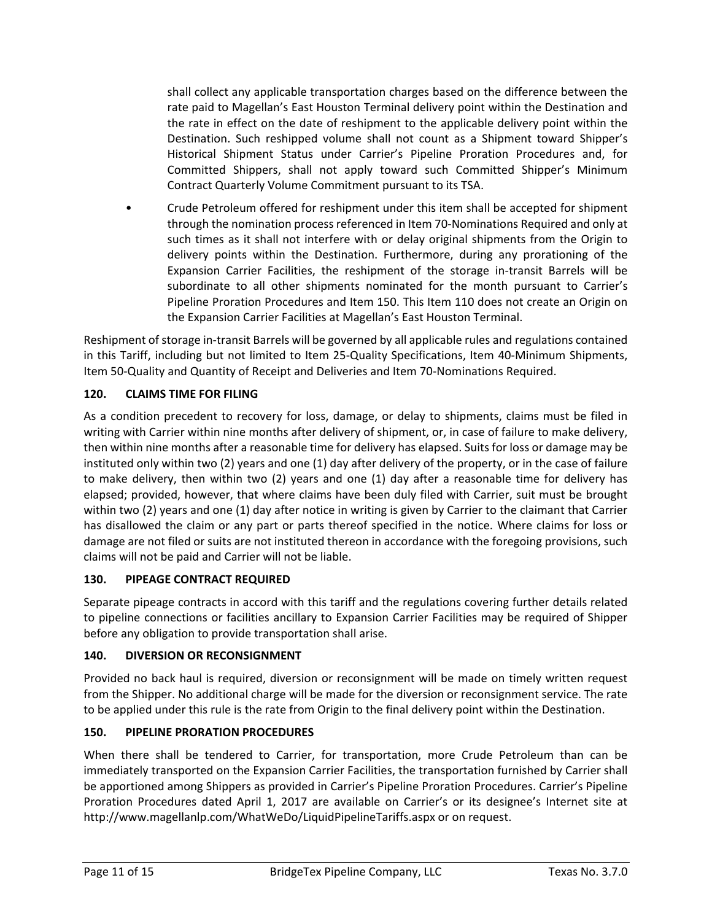shall collect any applicable transportation charges based on the difference between the rate paid to Magellan's East Houston Terminal delivery point within the Destination and the rate in effect on the date of reshipment to the applicable delivery point within the Destination. Such reshipped volume shall not count as a Shipment toward Shipper's Historical Shipment Status under Carrier's Pipeline Proration Procedures and, for Committed Shippers, shall not apply toward such Committed Shipper's Minimum Contract Quarterly Volume Commitment pursuant to its TSA.

- Crude Petroleum offered for reshipment under this item shall be accepted for shipment through the nomination process referenced in Item 70-Nominations Required and only at such times as it shall not interfere with or delay original shipments from the Origin to delivery points within the Destination. Furthermore, during any prorationing of the Expansion Carrier Facilities, the reshipment of the storage in-transit Barrels will be subordinate to all other shipments nominated for the month pursuant to Carrier's Pipeline Proration Procedures and Item 150. This Item 110 does not create an Origin on the Expansion Carrier Facilities at Magellan's East Houston Terminal.

Reshipment of storage in-transit Barrels will be governed by all applicable rules and regulations contained in this Tariff, including but not limited to Item 25-Quality Specifications, Item 40-Minimum Shipments, Item 50-Quality and Quantity of Receipt and Deliveries and Item 70-Nominations Required.

**120. CLAIMS TIME FOR FILING**

As a condition precedent to recovery for loss, damage, or delay to shipments, claims must be filed in writing with Carrier within nine months after delivery of shipment, or, in case of failure to make delivery, then within nine months after a reasonable time for delivery has elapsed. Suits for loss or damage may be instituted only within two (2) years and one (1) day after delivery of the property, or in the case of failure to make delivery, then within two (2) years and one (1) day after a reasonable time for delivery has elapsed; provided, however, that where claims have been duly filed with Carrier, suit must be brought within two (2) years and one (1) day after notice in writing is given by Carrier to the claimant that Carrier has disallowed the claim or any part or parts thereof specified in the notice. Where claims for loss or damage are not filed or suits are not instituted thereon in accordance with the foregoing provisions, such claims will not be paid and Carrier will not be liable.

**130. PIPEAGE CONTRACT REQUIRED**

Separate pipeage contracts in accord with this tariff and the regulations covering further details related to pipeline connections or facilities ancillary to Expansion Carrier Facilities may be required of Shipper before any obligation to provide transportation shall arise.

**140. DIVERSION OR RECONSIGNMENT**

Provided no back haul is required, diversion or reconsignment will be made on timely written request from the Shipper. No additional charge will be made for the diversion or reconsignment service. The rate to be applied under this rule is the rate from Origin to the final delivery point within the Destination.

**150. PIPELINE PRORATION PROCEDURES**

When there shall be tendered to Carrier, for transportation, more Crude Petroleum than can be immediately transported on the Expansion Carrier Facilities, the transportation furnished by Carrier shall be apportioned among Shippers as provided in Carrier's Pipeline Proration Procedures. Carrier's Pipeline Proration Procedures dated April 1, 2017 are available on Carrier's or its designee's Internet site at http://www.magellanlp.com/WhatWeDo/LiquidPipelineTariffs.aspx or on request.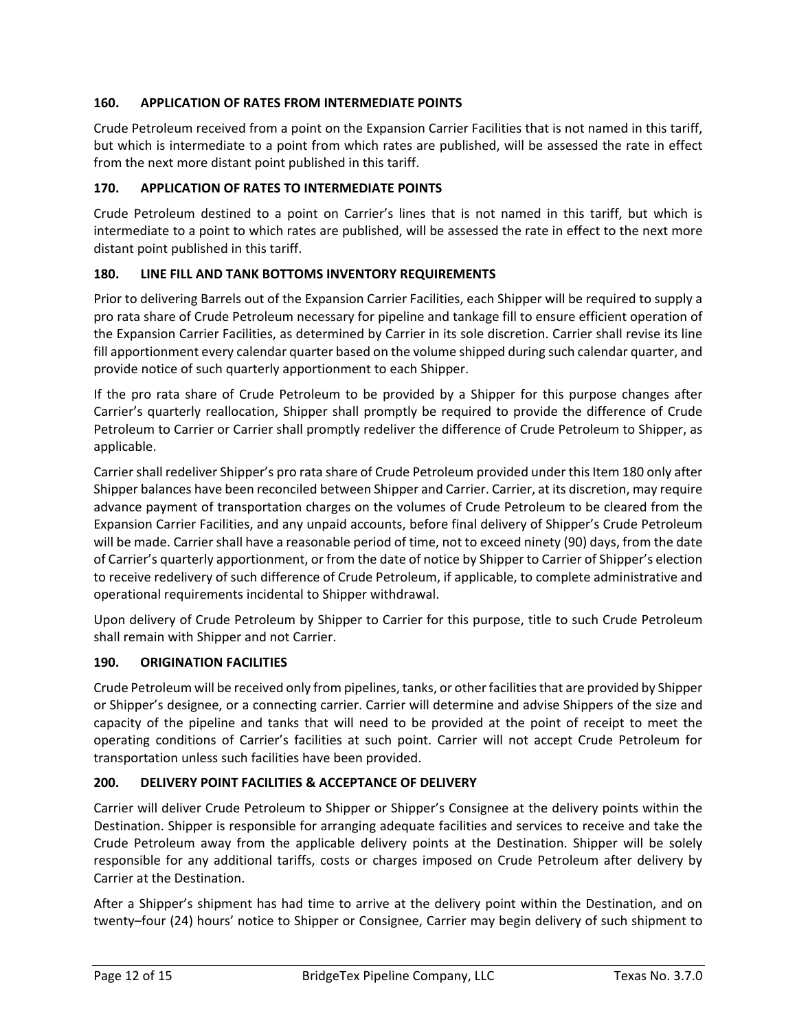**160. APPLICATION OF RATES FROM INTERMEDIATE POINTS**

Crude Petroleum received from a point on the Expansion Carrier Facilities that is not named in this tariff, but which is intermediate to a point from which rates are published, will be assessed the rate in effect from the next more distant point published in this tariff.

**170. APPLICATION OF RATES TO INTERMEDIATE POINTS**

Crude Petroleum destined to a point on Carrier's lines that is not named in this tariff, but which is intermediate to a point to which rates are published, will be assessed the rate in effect to the next more distant point published in this tariff.

**180. LINE FILL AND TANK BOTTOMS INVENTORY REQUIREMENTS**

Prior to delivering Barrels out of the Expansion Carrier Facilities, each Shipper will be required to supply a pro rata share of Crude Petroleum necessary for pipeline and tankage fill to ensure efficient operation of the Expansion Carrier Facilities, as determined by Carrier in its sole discretion. Carrier shall revise its line fill apportionment every calendar quarter based on the volume shipped during such calendar quarter, and provide notice of such quarterly apportionment to each Shipper.

If the pro rata share of Crude Petroleum to be provided by a Shipper for this purpose changes after Carrier's quarterly reallocation, Shipper shall promptly be required to provide the difference of Crude Petroleum to Carrier or Carrier shall promptly redeliver the difference of Crude Petroleum to Shipper, as applicable.

Carrier shall redeliver Shipper's pro rata share of Crude Petroleum provided under this Item 180 only after Shipper balances have been reconciled between Shipper and Carrier. Carrier, at its discretion, may require advance payment of transportation charges on the volumes of Crude Petroleum to be cleared from the Expansion Carrier Facilities, and any unpaid accounts, before final delivery of Shipper's Crude Petroleum will be made. Carrier shall have a reasonable period of time, not to exceed ninety (90) days, from the date of Carrier's quarterly apportionment, or from the date of notice by Shipper to Carrier of Shipper's election to receive redelivery of such difference of Crude Petroleum, if applicable, to complete administrative and operational requirements incidental to Shipper withdrawal.

Upon delivery of Crude Petroleum by Shipper to Carrier for this purpose, title to such Crude Petroleum shall remain with Shipper and not Carrier.

**190. ORIGINATION FACILITIES**

Crude Petroleum will be received only from pipelines, tanks, or other facilities that are provided by Shipper or Shipper's designee, or a connecting carrier. Carrier will determine and advise Shippers of the size and capacity of the pipeline and tanks that will need to be provided at the point of receipt to meet the operating conditions of Carrier's facilities at such point. Carrier will not accept Crude Petroleum for transportation unless such facilities have been provided.

**200. DELIVERY POINT FACILITIES & ACCEPTANCE OF DELIVERY**

Carrier will deliver Crude Petroleum to Shipper or Shipper's Consignee at the delivery points within the Destination. Shipper is responsible for arranging adequate facilities and services to receive and take the Crude Petroleum away from the applicable delivery points at the Destination. Shipper will be solely responsible for any additional tariffs, costs or charges imposed on Crude Petroleum after delivery by Carrier at the Destination.

After a Shipper's shipment has had time to arrive at the delivery point within the Destination, and on twenty–four (24) hours' notice to Shipper or Consignee, Carrier may begin delivery of such shipment to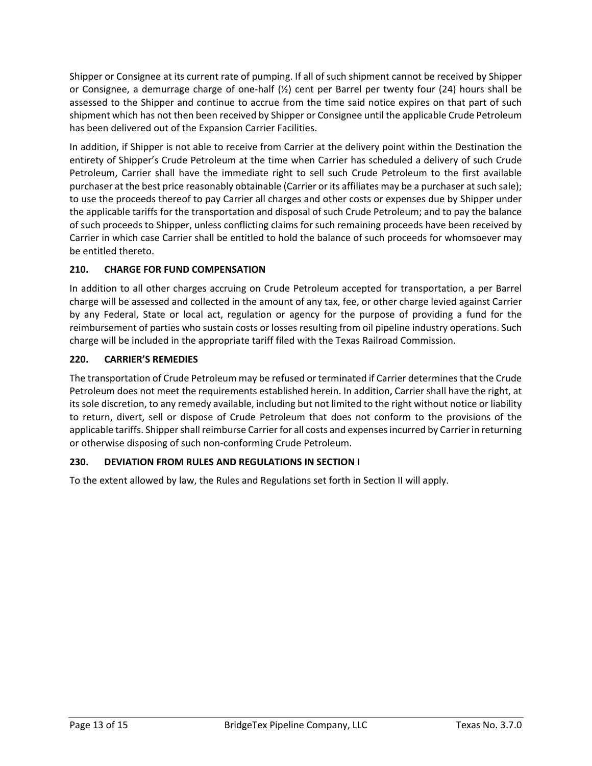Shipper or Consignee at its current rate of pumping. If all of such shipment cannot be received by Shipper or Consignee, a demurrage charge of one-half (½) cent per Barrel per twenty four (24) hours shall be assessed to the Shipper and continue to accrue from the time said notice expires on that part of such shipment which has not then been received by Shipper or Consignee until the applicable Crude Petroleum has been delivered out of the Expansion Carrier Facilities.

In addition, if Shipper is not able to receive from Carrier at the delivery point within the Destination the entirety of Shipper's Crude Petroleum at the time when Carrier has scheduled a delivery of such Crude Petroleum, Carrier shall have the immediate right to sell such Crude Petroleum to the first available purchaser at the best price reasonably obtainable (Carrier or its affiliates may be a purchaser at such sale); to use the proceeds thereof to pay Carrier all charges and other costs or expenses due by Shipper under the applicable tariffs for the transportation and disposal of such Crude Petroleum; and to pay the balance of such proceeds to Shipper, unless conflicting claims for such remaining proceeds have been received by Carrier in which case Carrier shall be entitled to hold the balance of such proceeds for whomsoever may be entitled thereto.

### 210. CHARGE FOR FUND COMPENSATION

In addition to all other charges accruing on Crude Petroleum accepted for transportation, a per Barrel charge will be assessed and collected in the amount of any tax, fee, or other charge levied against Carrier by any Federal, State or local act, regulation or agency for the purpose of providing a fund for the reimbursement of parties who sustain costs or losses resulting from oil pipeline industry operations. Such charge will be included in the appropriate tariff filed with the Texas Railroad Commission.

### 220. CARRIER'S REMEDIES

The transportation of Crude Petroleum may be refused or terminated if Carrier determines that the Crude Petroleum does not meet the requirements established herein. In addition, Carrier shall have the right, at its sole discretion, to any remedy available, including but not limited to the right without notice or liability to return, divert, sell or dispose of Crude Petroleum that does not conform to the provisions of the applicable tariffs. Shipper shall reimburse Carrier for all costs and expenses incurred by Carrier in returning or otherwise disposing of such non-conforming Crude Petroleum.

### 230. DEVIATION FROM RULES AND REGULATIONS IN SECTION I

To the extent allowed by law, the Rules and Regulations set forth in Section II will apply.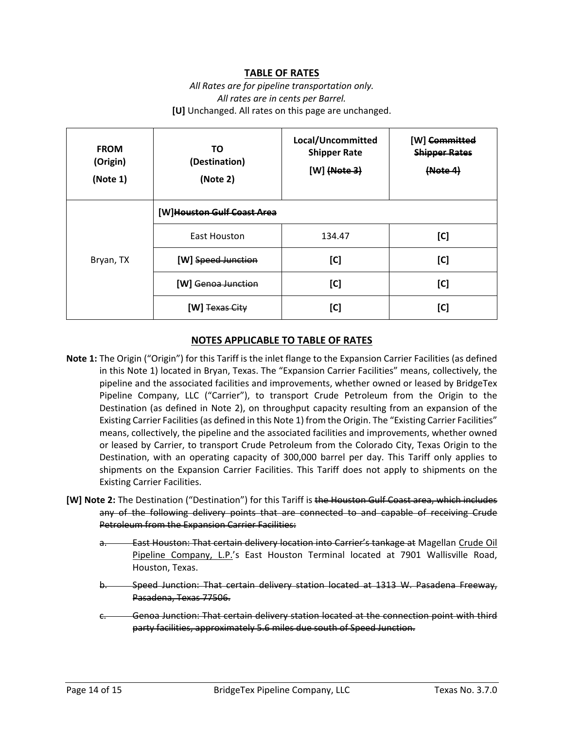## TABLE OF RATES

*All Rates are for pipeline transportation only.*
*All rates are in cents per Barrel.*
**[U]** Unchanged. All rates on this page are unchanged.

| FROM (Origin) (Note 1) | TO (Destination) (Note 2) | Local/Uncommitted Shipper Rate [W] ~~(Note 3)~~ | [W] ~~Committed Shipper Rates (Note 4)~~ |
|---|---|---|---|
| Bryan, TX | [W] ~~Houston Gulf Coast Area~~ | | |
| | East Houston | 134.47 | [C] |
| | [W] ~~Speed Junction~~ | [C] | [C] |
| | [W] ~~Genoa Junction~~ | [C] | [C] |
| | [W] ~~Texas City~~ | [C] | [C] |

## NOTES APPLICABLE TO TABLE OF RATES

**Note 1:** The Origin ("Origin") for this Tariff is the inlet flange to the Expansion Carrier Facilities (as defined in this Note 1) located in Bryan, Texas. The "Expansion Carrier Facilities" means, collectively, the pipeline and the associated facilities and improvements, whether owned or leased by BridgeTex Pipeline Company, LLC ("Carrier"), to transport Crude Petroleum from the Origin to the Destination (as defined in Note 2), on throughput capacity resulting from an expansion of the Existing Carrier Facilities (as defined in this Note 1) from the Origin. The "Existing Carrier Facilities" means, collectively, the pipeline and the associated facilities and improvements, whether owned or leased by Carrier, to transport Crude Petroleum from the Colorado City, Texas Origin to the Destination, with an operating capacity of 300,000 barrel per day. This Tariff only applies to shipments on the Expansion Carrier Facilities. This Tariff does not apply to shipments on the Existing Carrier Facilities.

**[W] Note 2:** The Destination ("Destination") for this Tariff is ~~the Houston Gulf Coast area, which includes any of the following delivery points that are connected to and capable of receiving Crude Petroleum from the Expansion Carrier Facilities:~~

~~a. East Houston: That certain delivery location into Carrier's tankage at~~ Magellan Crude Oil Pipeline Company, L.P.'s East Houston Terminal located at 7901 Wallisville Road, Houston, Texas.

~~b. Speed Junction: That certain delivery station located at 1313 W. Pasadena Freeway, Pasadena, Texas 77506.~~

~~c. Genoa Junction: That certain delivery station located at the connection point with third party facilities, approximately 5.6 miles due south of Speed Junction.~~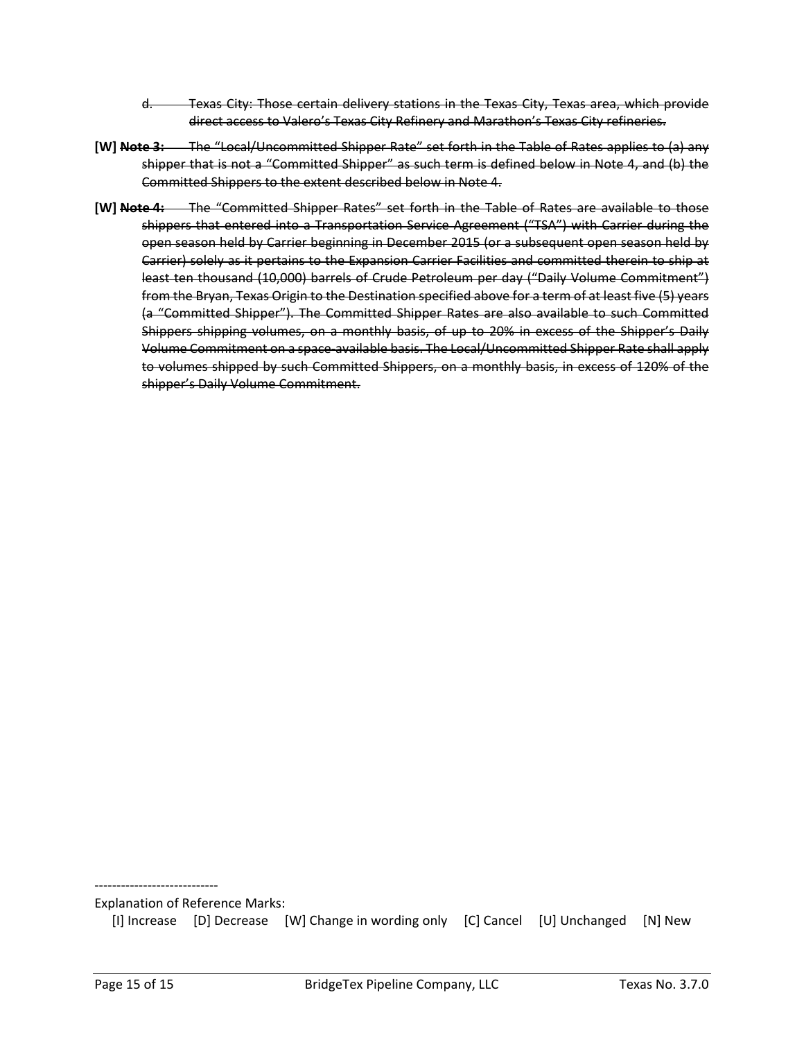d. ~~Texas City: Those certain delivery stations in the Texas City, Texas area, which provide direct access to Valero's Texas City Refinery and Marathon's Texas City refineries.~~

**[W]** ~~**Note 3:** The "Local/Uncommitted Shipper Rate" set forth in the Table of Rates applies to (a) any shipper that is not a "Committed Shipper" as such term is defined below in Note 4, and (b) the Committed Shippers to the extent described below in Note 4.~~

**[W]** ~~**Note 4:** The "Committed Shipper Rates" set forth in the Table of Rates are available to those shippers that entered into a Transportation Service Agreement ("TSA") with Carrier during the open season held by Carrier beginning in December 2015 (or a subsequent open season held by Carrier) solely as it pertains to the Expansion Carrier Facilities and committed therein to ship at least ten thousand (10,000) barrels of Crude Petroleum per day ("Daily Volume Commitment") from the Bryan, Texas Origin to the Destination specified above for a term of at least five (5) years (a "Committed Shipper"). The Committed Shipper Rates are also available to such Committed Shippers shipping volumes, on a monthly basis, of up to 20% in excess of the Shipper's Daily Volume Commitment on a space-available basis. The Local/Uncommitted Shipper Rate shall apply to volumes shipped by such Committed Shippers, on a monthly basis, in excess of 120% of the shipper's Daily Volume Commitment.~~

----------------------------

Explanation of Reference Marks:

[I] Increase [D] Decrease [W] Change in wording only [C] Cancel [U] Unchanged [N] New